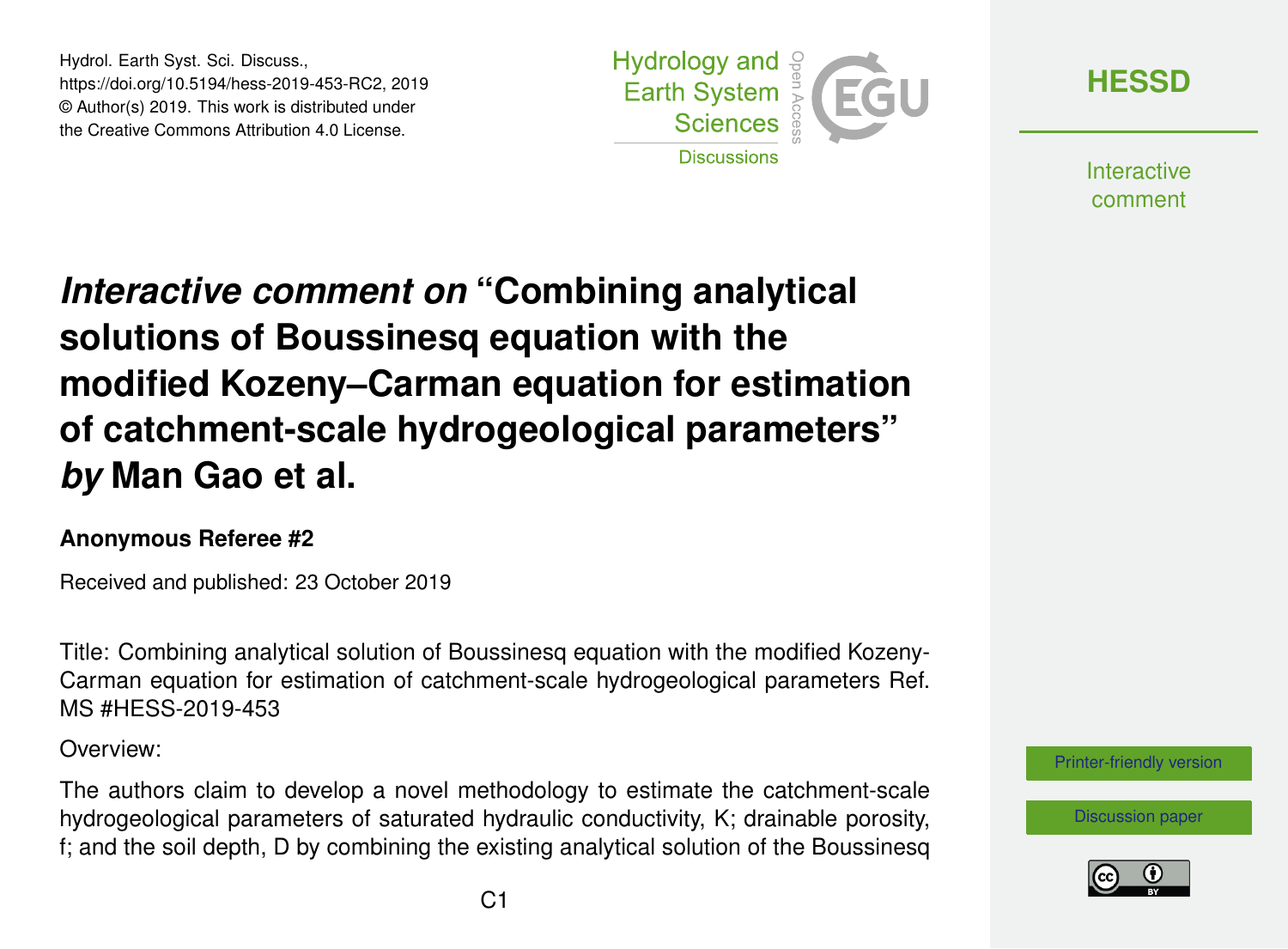Hydrol. Earth Syst. Sci. Discuss.,
https://doi.org/10.5194/hess-2019-453-RC2, 2019
© Author(s) 2019. This work is distributed under
the Creative Commons Attribution 4.0 License.

# *Interactive comment on* "Combining analytical solutions of Boussinesq equation with the modified Kozeny–Carman equation for estimation of catchment-scale hydrogeological parameters" *by* Man Gao et al.

**Anonymous Referee #2**

Received and published: 23 October 2019

Title: Combining analytical solution of Boussinesq equation with the modified Kozeny-Carman equation for estimation of catchment-scale hydrogeological parameters Ref. MS #HESS-2019-453

Overview:

The authors claim to develop a novel methodology to estimate the catchment-scale hydrogeological parameters of saturated hydraulic conductivity, K; drainable porosity, f; and the soil depth, D by combining the existing analytical solution of the Boussinesq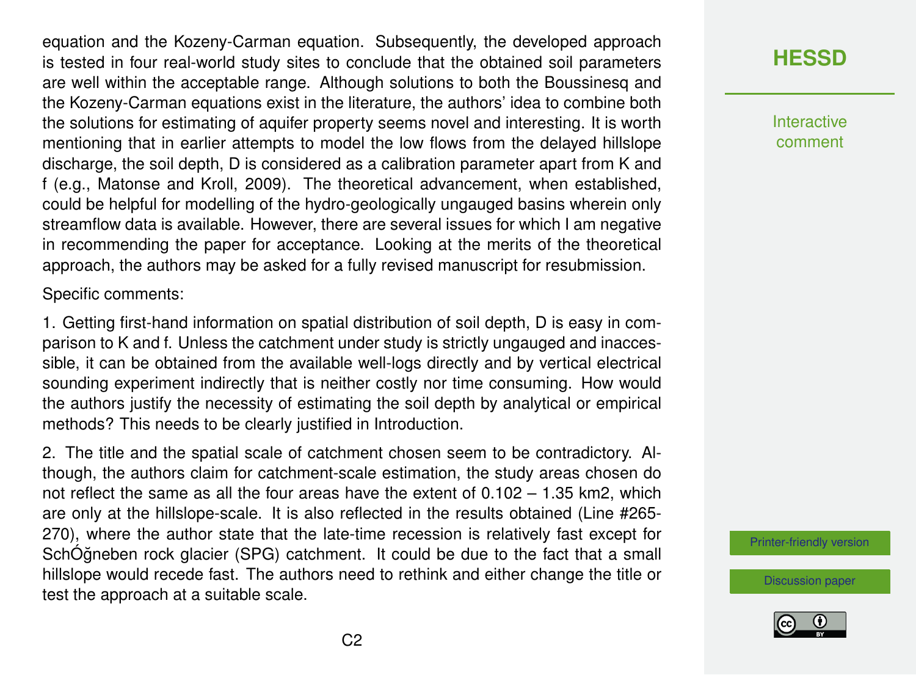equation and the Kozeny-Carman equation. Subsequently, the developed approach is tested in four real-world study sites to conclude that the obtained soil parameters are well within the acceptable range. Although solutions to both the Boussinesq and the Kozeny-Carman equations exist in the literature, the authors' idea to combine both the solutions for estimating of aquifer property seems novel and interesting. It is worth mentioning that in earlier attempts to model the low flows from the delayed hillslope discharge, the soil depth, D is considered as a calibration parameter apart from K and f (e.g., Matonse and Kroll, 2009). The theoretical advancement, when established, could be helpful for modelling of the hydro-geologically ungauged basins wherein only streamflow data is available. However, there are several issues for which I am negative in recommending the paper for acceptance. Looking at the merits of the theoretical approach, the authors may be asked for a fully revised manuscript for resubmission.

Specific comments:

1. Getting first-hand information on spatial distribution of soil depth, D is easy in comparison to K and f. Unless the catchment under study is strictly ungauged and inaccessible, it can be obtained from the available well-logs directly and by vertical electrical sounding experiment indirectly that is neither costly nor time consuming. How would the authors justify the necessity of estimating the soil depth by analytical or empirical methods? This needs to be clearly justified in Introduction.

2. The title and the spatial scale of catchment chosen seem to be contradictory. Although, the authors claim for catchment-scale estimation, the study areas chosen do not reflect the same as all the four areas have the extent of 0.102 – 1.35 km2, which are only at the hillslope-scale. It is also reflected in the results obtained (Line #265-270), where the author state that the late-time recession is relatively fast except for SchÓğneben rock glacier (SPG) catchment. It could be due to the fact that a small hillslope would recede fast. The authors need to rethink and either change the title or test the approach at a suitable scale.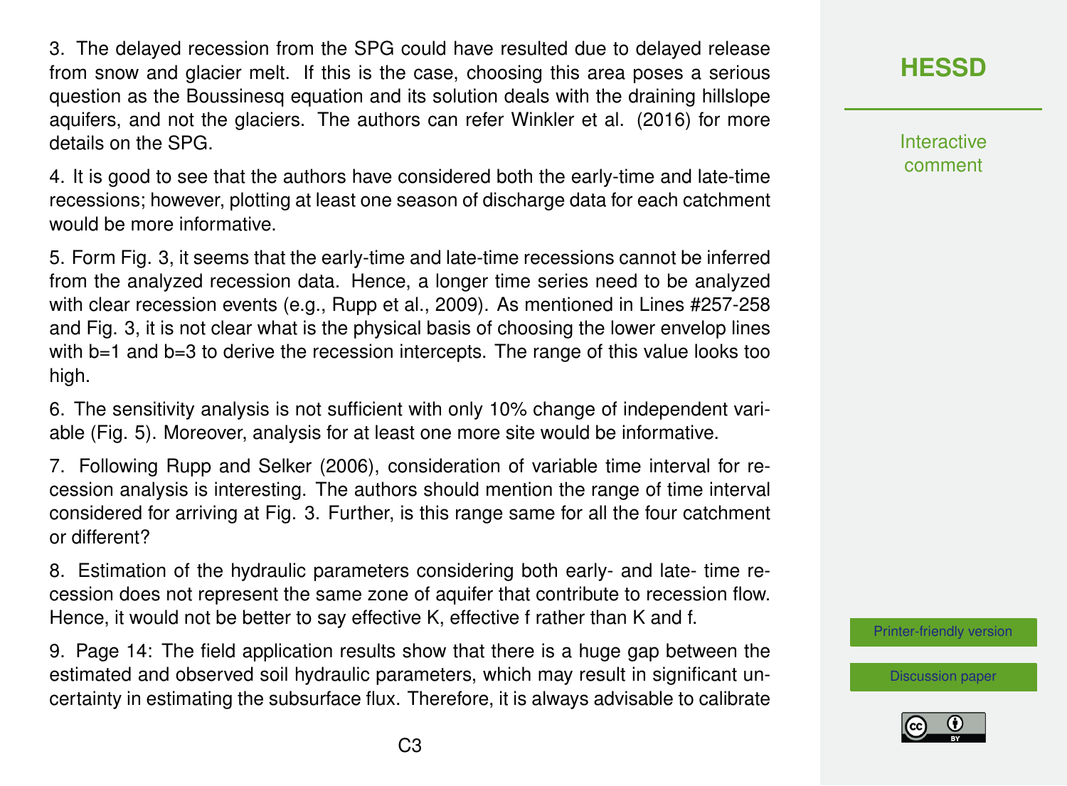3. The delayed recession from the SPG could have resulted due to delayed release from snow and glacier melt. If this is the case, choosing this area poses a serious question as the Boussinesq equation and its solution deals with the draining hillslope aquifers, and not the glaciers. The authors can refer Winkler et al. (2016) for more details on the SPG.

4. It is good to see that the authors have considered both the early-time and late-time recessions; however, plotting at least one season of discharge data for each catchment would be more informative.

5. Form Fig. 3, it seems that the early-time and late-time recessions cannot be inferred from the analyzed recession data. Hence, a longer time series need to be analyzed with clear recession events (e.g., Rupp et al., 2009). As mentioned in Lines #257-258 and Fig. 3, it is not clear what is the physical basis of choosing the lower envelop lines with b=1 and b=3 to derive the recession intercepts. The range of this value looks too high.

6. The sensitivity analysis is not sufficient with only 10% change of independent variable (Fig. 5). Moreover, analysis for at least one more site would be informative.

7. Following Rupp and Selker (2006), consideration of variable time interval for recession analysis is interesting. The authors should mention the range of time interval considered for arriving at Fig. 3. Further, is this range same for all the four catchment or different?

8. Estimation of the hydraulic parameters considering both early- and late- time recession does not represent the same zone of aquifer that contribute to recession flow. Hence, it would not be better to say effective K, effective f rather than K and f.

9. Page 14: The field application results show that there is a huge gap between the estimated and observed soil hydraulic parameters, which may result in significant uncertainty in estimating the subsurface flux. Therefore, it is always advisable to calibrate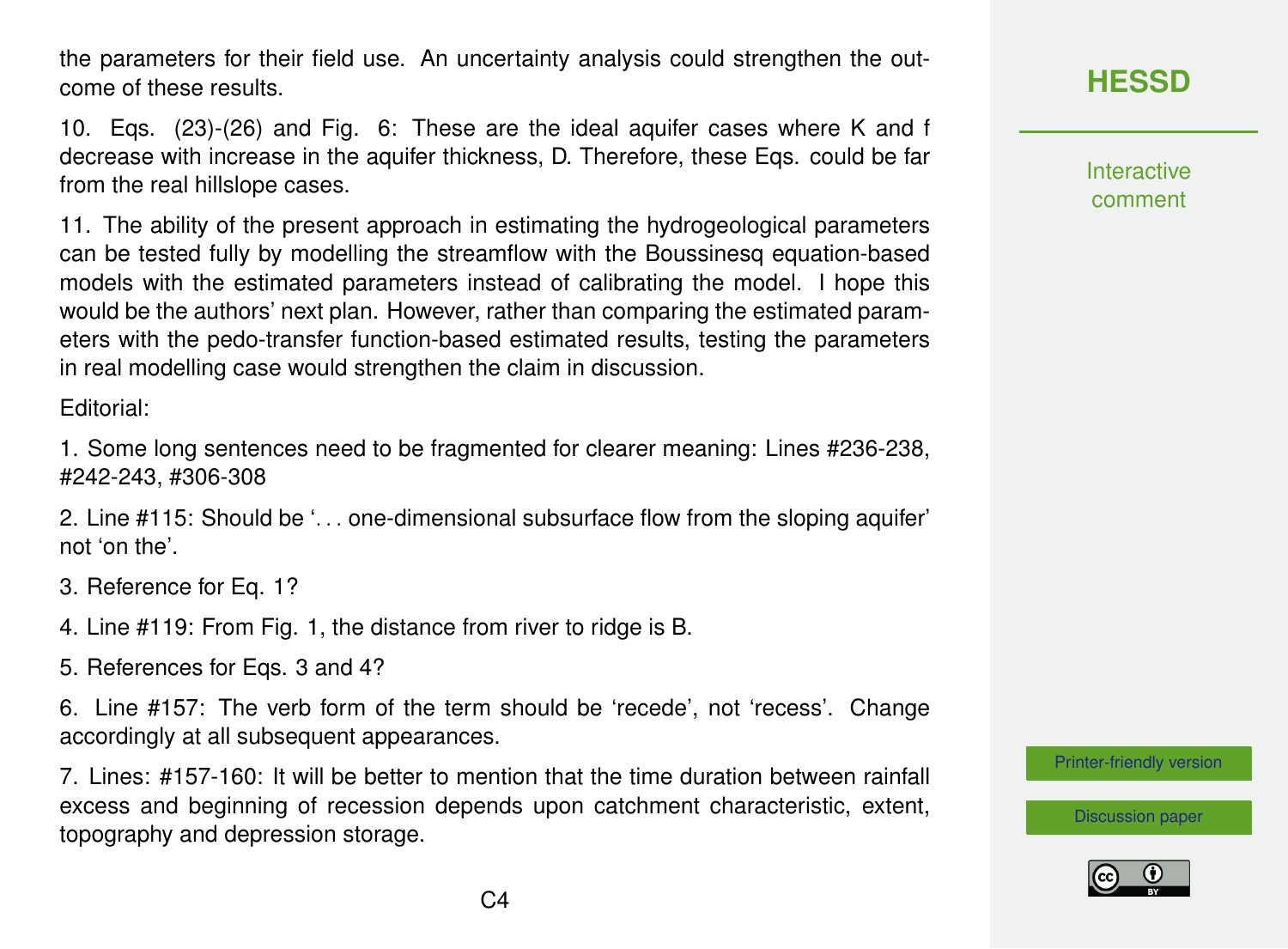the parameters for their field use. An uncertainty analysis could strengthen the outcome of these results.

10. Eqs. (23)-(26) and Fig. 6: These are the ideal aquifer cases where K and f decrease with increase in the aquifer thickness, D. Therefore, these Eqs. could be far from the real hillslope cases.

11. The ability of the present approach in estimating the hydrogeological parameters can be tested fully by modelling the streamflow with the Boussinesq equation-based models with the estimated parameters instead of calibrating the model. I hope this would be the authors' next plan. However, rather than comparing the estimated parameters with the pedo-transfer function-based estimated results, testing the parameters in real modelling case would strengthen the claim in discussion.

Editorial:

1. Some long sentences need to be fragmented for clearer meaning: Lines #236-238, #242-243, #306-308

2. Line #115: Should be '. . . one-dimensional subsurface flow from the sloping aquifer' not 'on the'.

3. Reference for Eq. 1?

4. Line #119: From Fig. 1, the distance from river to ridge is B.

5. References for Eqs. 3 and 4?

6. Line #157: The verb form of the term should be 'recede', not 'recess'. Change accordingly at all subsequent appearances.

7. Lines: #157-160: It will be better to mention that the time duration between rainfall excess and beginning of recession depends upon catchment characteristic, extent, topography and depression storage.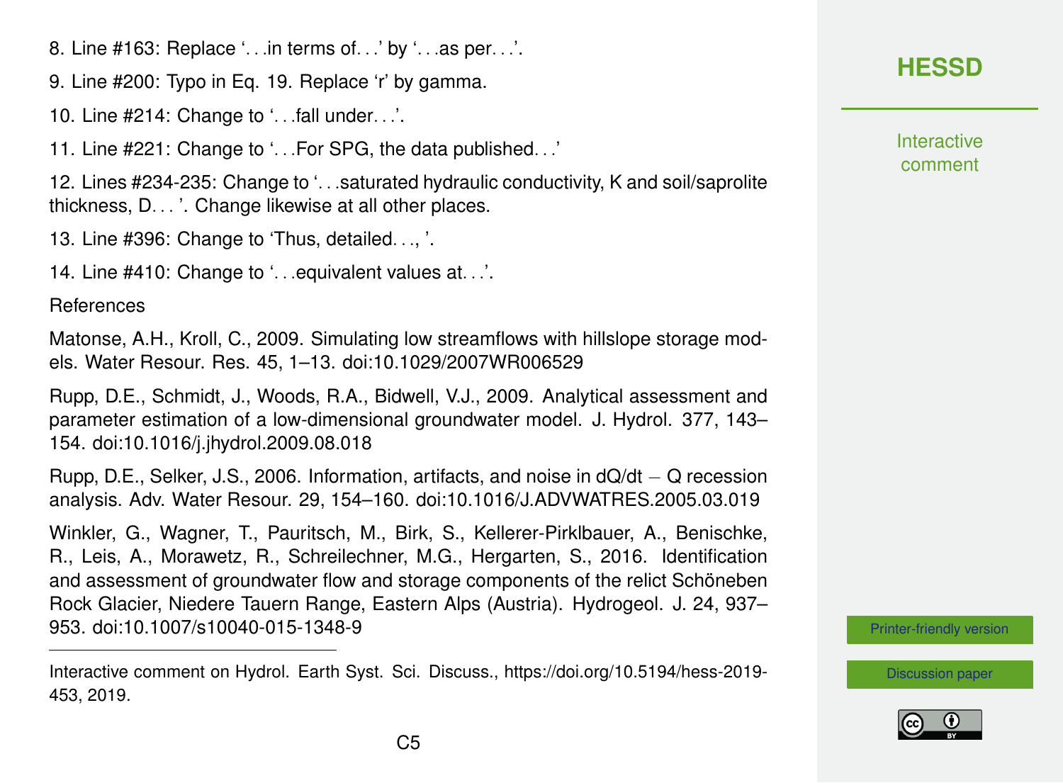8. Line #163: Replace '…in terms of…' by '…as per…'.

9. Line #200: Typo in Eq. 19. Replace 'r' by gamma.

10. Line #214: Change to '…fall under…'.

11. Line #221: Change to '…For SPG, the data published…'

12. Lines #234-235: Change to '…saturated hydraulic conductivity, K and soil/saprolite thickness, D… '. Change likewise at all other places.

13. Line #396: Change to 'Thus, detailed…, '.

14. Line #410: Change to '…equivalent values at…'.

References

Matonse, A.H., Kroll, C., 2009. Simulating low streamflows with hillslope storage models. Water Resour. Res. 45, 1–13. doi:10.1029/2007WR006529

Rupp, D.E., Schmidt, J., Woods, R.A., Bidwell, V.J., 2009. Analytical assessment and parameter estimation of a low-dimensional groundwater model. J. Hydrol. 377, 143–154. doi:10.1016/j.jhydrol.2009.08.018

Rupp, D.E., Selker, J.S., 2006. Information, artifacts, and noise in dQ/dt − Q recession analysis. Adv. Water Resour. 29, 154–160. doi:10.1016/J.ADVWATRES.2005.03.019

Winkler, G., Wagner, T., Pauritsch, M., Birk, S., Kellerer-Pirklbauer, A., Benischke, R., Leis, A., Morawetz, R., Schreilechner, M.G., Hergarten, S., 2016. Identification and assessment of groundwater flow and storage components of the relict Schöneben Rock Glacier, Niedere Tauern Range, Eastern Alps (Austria). Hydrogeol. J. 24, 937–953. doi:10.1007/s10040-015-1348-9

Interactive comment on Hydrol. Earth Syst. Sci. Discuss., https://doi.org/10.5194/hess-2019-453, 2019.